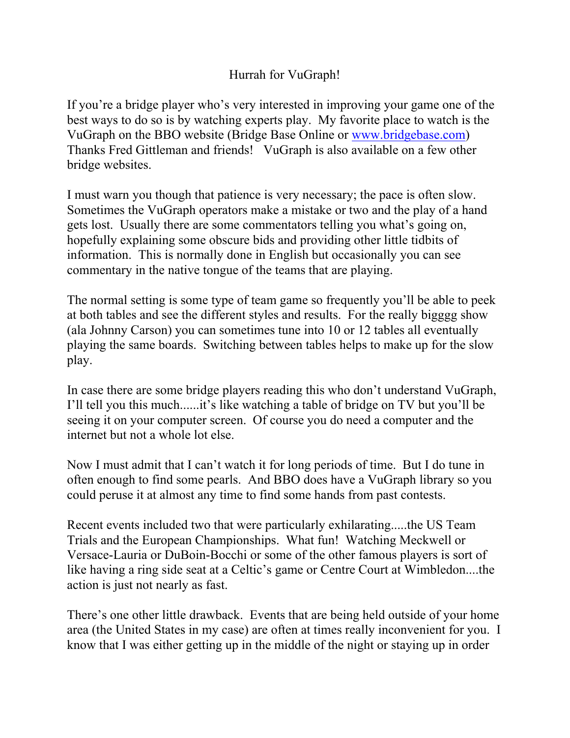# Hurrah for VuGraph!

If you're a bridge player who's very interested in improving your game one of the best ways to do so is by watching experts play. My favorite place to watch is the VuGraph on the BBO website (Bridge Base Online or [www.bridgebase.com](http://www.bridgebase.com)) Thanks Fred Gittleman and friends! VuGraph is also available on a few other bridge websites.

I must warn you though that patience is very necessary; the pace is often slow. Sometimes the VuGraph operators make a mistake or two and the play of a hand gets lost. Usually there are some commentators telling you what's going on, hopefully explaining some obscure bids and providing other little tidbits of information. This is normally done in English but occasionally you can see commentary in the native tongue of the teams that are playing.

The normal setting is some type of team game so frequently you'll be able to peek at both tables and see the different styles and results. For the really bigggg show (ala Johnny Carson) you can sometimes tune into 10 or 12 tables all eventually playing the same boards. Switching between tables helps to make up for the slow play.

In case there are some bridge players reading this who don't understand VuGraph, I'll tell you this much......it's like watching a table of bridge on TV but you'll be seeing it on your computer screen. Of course you do need a computer and the internet but not a whole lot else.

Now I must admit that I can't watch it for long periods of time. But I do tune in often enough to find some pearls. And BBO does have a VuGraph library so you could peruse it at almost any time to find some hands from past contests.

Recent events included two that were particularly exhilarating.....the US Team Trials and the European Championships. What fun! Watching Meckwell or Versace-Lauria or DuBoin-Bocchi or some of the other famous players is sort of like having a ring side seat at a Celtic's game or Centre Court at Wimbledon....the action is just not nearly as fast.

There's one other little drawback. Events that are being held outside of your home area (the United States in my case) are often at times really inconvenient for you. I know that I was either getting up in the middle of the night or staying up in order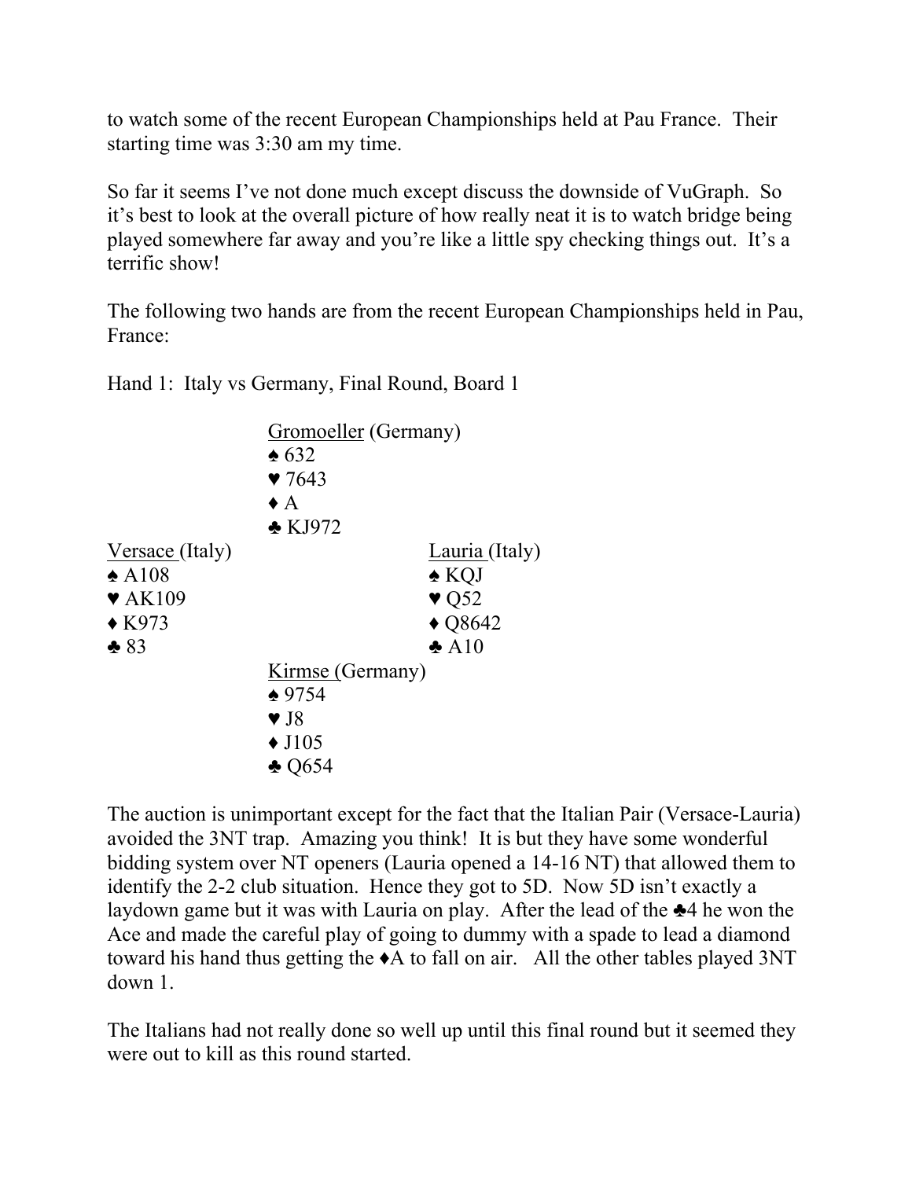to watch some of the recent European Championships held at Pau France. Their starting time was 3:30 am my time.

So far it seems I've not done much except discuss the downside of VuGraph. So it's best to look at the overall picture of how really neat it is to watch bridge being played somewhere far away and you're like a little spy checking things out. It's a terrific show!

The following two hands are from the recent European Championships held in Pau, France:

Hand 1: Italy vs Germany, Final Round, Board 1

```
                 Gromoeller (Germany)
                 ♠ 632
                 ♥ 7643
                 ♦ A
                 ♣ KJ972
Versace (Italy)                    Lauria (Italy)
♠ A108                             ♠ KQJ
♥ AK109                            ♥ Q52
♦ K973                             ♦ Q8642
♣ 83                               ♣ A10
                 Kirmse (Germany)
                 ♠ 9754
                 ♥ J8
                 ♦ J105
                 ♣ Q654
```

The auction is unimportant except for the fact that the Italian Pair (Versace-Lauria) avoided the 3NT trap. Amazing you think! It is but they have some wonderful bidding system over NT openers (Lauria opened a 14-16 NT) that allowed them to identify the 2-2 club situation. Hence they got to 5D. Now 5D isn't exactly a laydown game but it was with Lauria on play. After the lead of the ♣4 he won the Ace and made the careful play of going to dummy with a spade to lead a diamond toward his hand thus getting the ♦A to fall on air. All the other tables played 3NT down 1.

The Italians had not really done so well up until this final round but it seemed they were out to kill as this round started.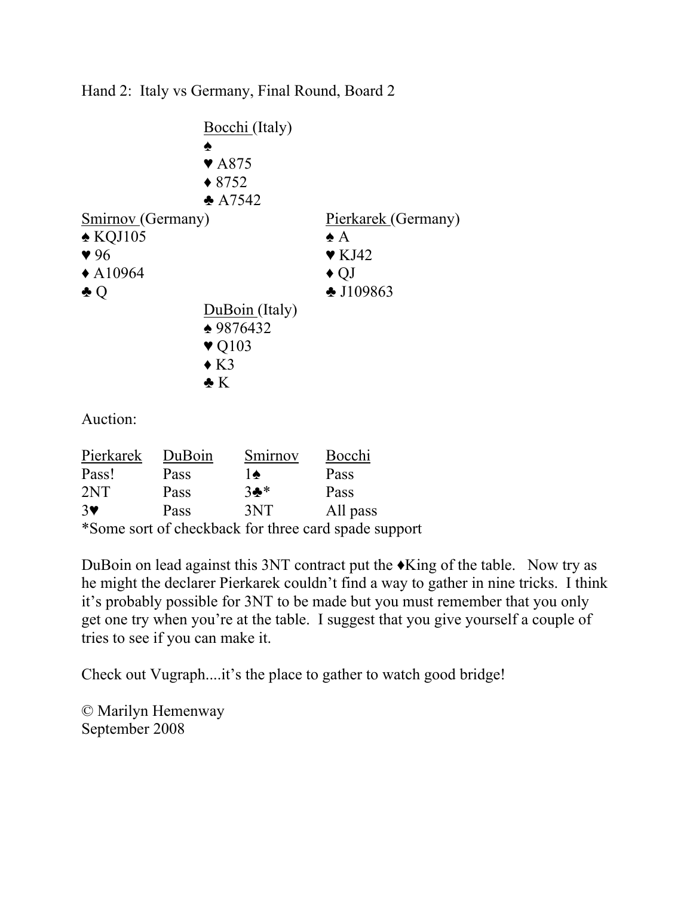Hand 2: Italy vs Germany, Final Round, Board 2

Bocchi (Italy)
♠
♥ A875
♦ 8752
♣ A7542

Smirnov (Germany)
♠ KQJ105
♥ 96
♦ A10964
♣ Q

Pierkarek (Germany)
♠ A
♥ KJ42
♦ QJ
♣ J109863

DuBoin (Italy)
♠ 9876432
♥ Q103
♦ K3
♣ K

Auction:

| Pierkarek | DuBoin | Smirnov | Bocchi |
|---|---|---|---|
| Pass! | Pass | 1♠ | Pass |
| 2NT | Pass | 3♣* | Pass |
| 3♥ | Pass | 3NT | All pass |

*Some sort of checkback for three card spade support

DuBoin on lead against this 3NT contract put the ♦King of the table. Now try as he might the declarer Pierkarek couldn't find a way to gather in nine tricks. I think it's probably possible for 3NT to be made but you must remember that you only get one try when you're at the table. I suggest that you give yourself a couple of tries to see if you can make it.

Check out Vugraph....it's the place to gather to watch good bridge!

© Marilyn Hemenway
September 2008